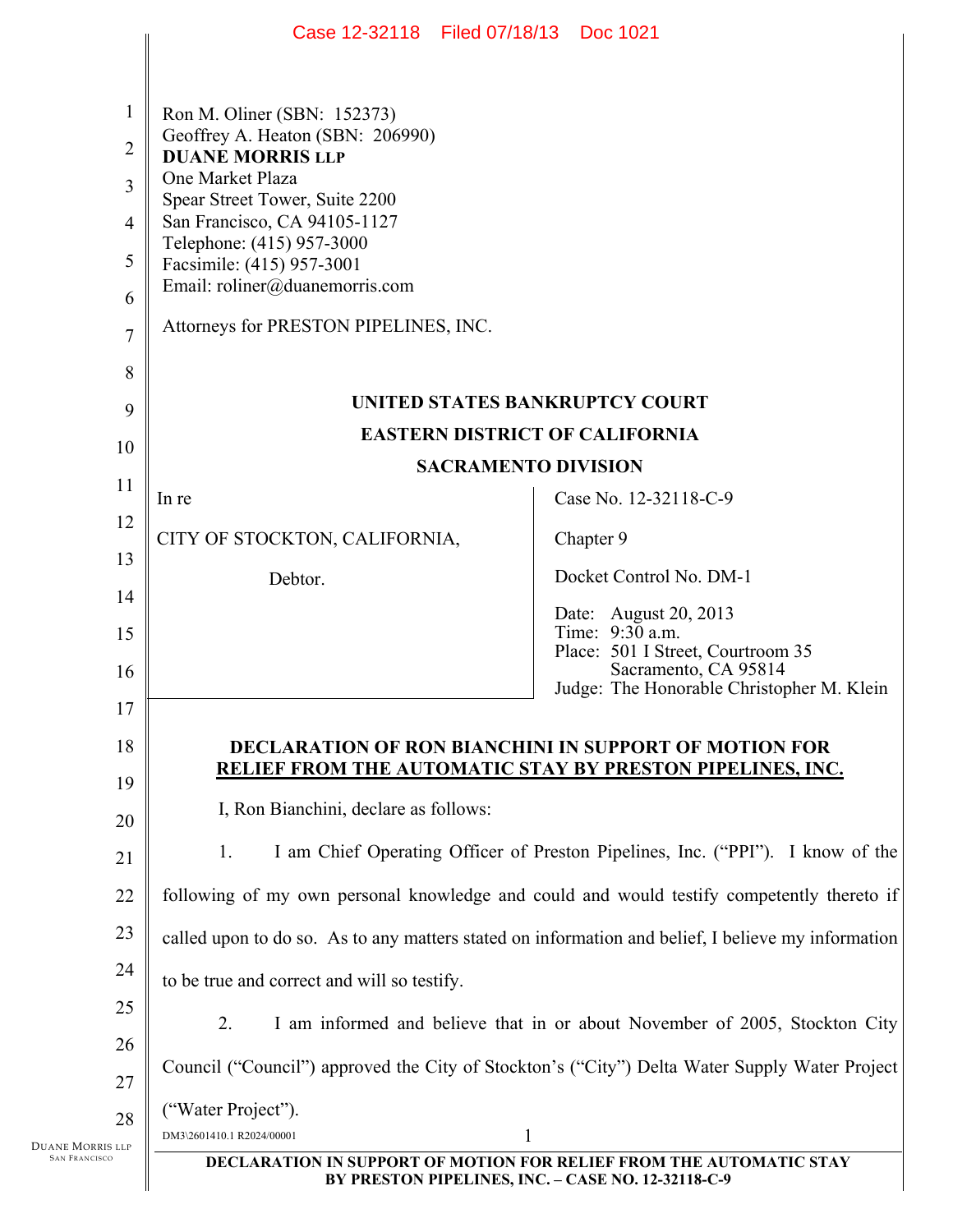Ron M. Oliner (SBN: 152373)
Geoffrey A. Heaton (SBN: 206990)
**DUANE MORRIS LLP**
One Market Plaza
Spear Street Tower, Suite 2200
San Francisco, CA 94105-1127
Telephone: (415) 957-3000
Facsimile: (415) 957-3001
Email: roliner@duanemorris.com

Attorneys for PRESTON PIPELINES, INC.

**UNITED STATES BANKRUPTCY COURT**

**EASTERN DISTRICT OF CALIFORNIA**

**SACRAMENTO DIVISION**

| | |
|---|---|
| In re<br><br>CITY OF STOCKTON, CALIFORNIA,<br><br>Debtor. | Case No. 12-32118-C-9<br><br>Chapter 9<br><br>Docket Control No. DM-1<br><br>Date: August 20, 2013<br>Time: 9:30 a.m.<br>Place: 501 I Street, Courtroom 35<br>Sacramento, CA 95814<br>Judge: The Honorable Christopher M. Klein |

**DECLARATION OF RON BIANCHINI IN SUPPORT OF MOTION FOR RELIEF FROM THE AUTOMATIC STAY BY PRESTON PIPELINES, INC.**

I, Ron Bianchini, declare as follows:

1. I am Chief Operating Officer of Preston Pipelines, Inc. ("PPI"). I know of the following of my own personal knowledge and could and would testify competently thereto if called upon to do so. As to any matters stated on information and belief, I believe my information to be true and correct and will so testify.

2. I am informed and believe that in or about November of 2005, Stockton City Council ("Council") approved the City of Stockton's ("City") Delta Water Supply Water Project ("Water Project").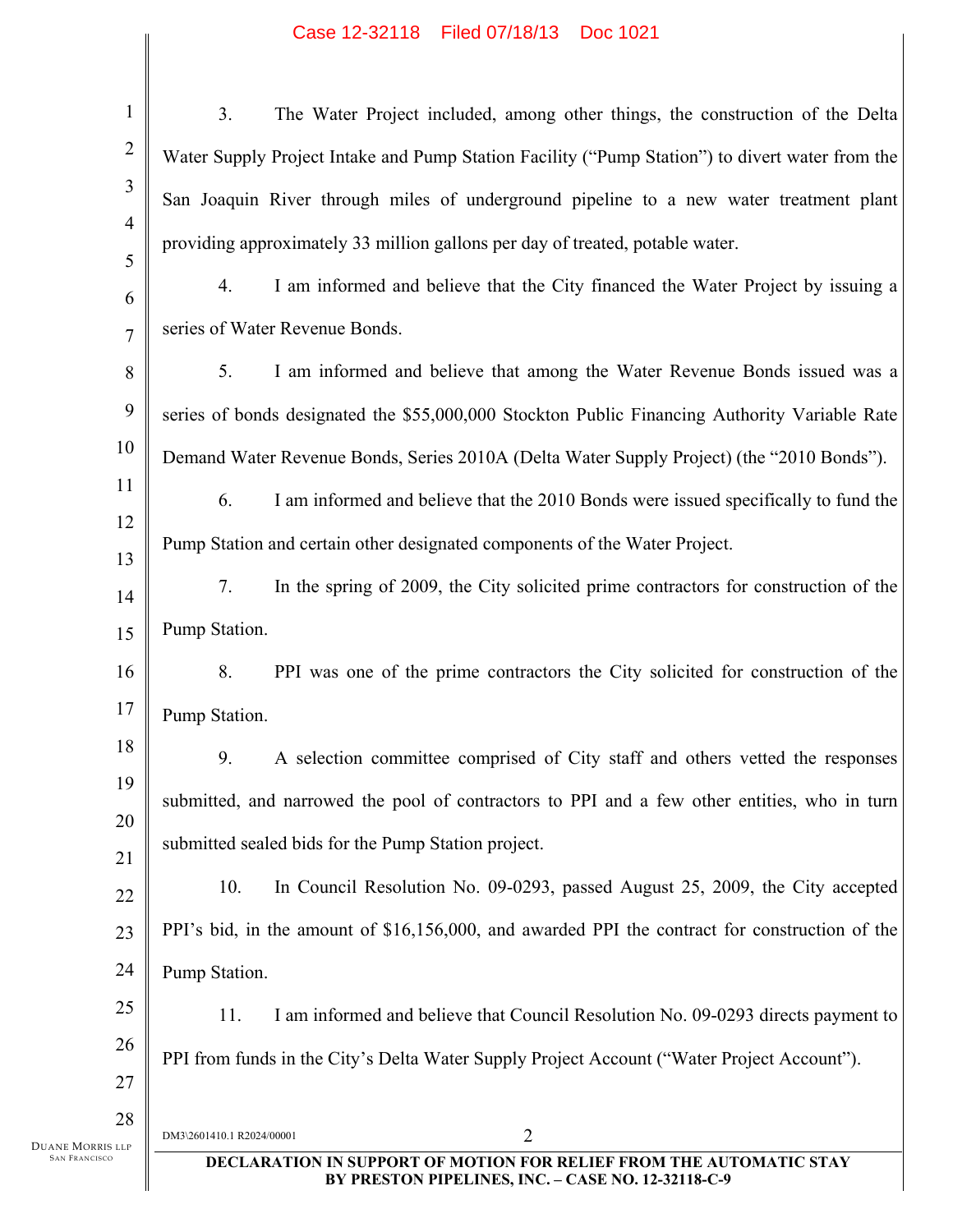3. The Water Project included, among other things, the construction of the Delta Water Supply Project Intake and Pump Station Facility ("Pump Station") to divert water from the San Joaquin River through miles of underground pipeline to a new water treatment plant providing approximately 33 million gallons per day of treated, potable water.

4. I am informed and believe that the City financed the Water Project by issuing a series of Water Revenue Bonds.

5. I am informed and believe that among the Water Revenue Bonds issued was a series of bonds designated the $55,000,000 Stockton Public Financing Authority Variable Rate Demand Water Revenue Bonds, Series 2010A (Delta Water Supply Project) (the "2010 Bonds").

6. I am informed and believe that the 2010 Bonds were issued specifically to fund the Pump Station and certain other designated components of the Water Project.

7. In the spring of 2009, the City solicited prime contractors for construction of the Pump Station.

8. PPI was one of the prime contractors the City solicited for construction of the Pump Station.

9. A selection committee comprised of City staff and others vetted the responses submitted, and narrowed the pool of contractors to PPI and a few other entities, who in turn submitted sealed bids for the Pump Station project.

10. In Council Resolution No. 09-0293, passed August 25, 2009, the City accepted PPI's bid, in the amount of $16,156,000, and awarded PPI the contract for construction of the Pump Station.

11. I am informed and believe that Council Resolution No. 09-0293 directs payment to PPI from funds in the City's Delta Water Supply Project Account ("Water Project Account").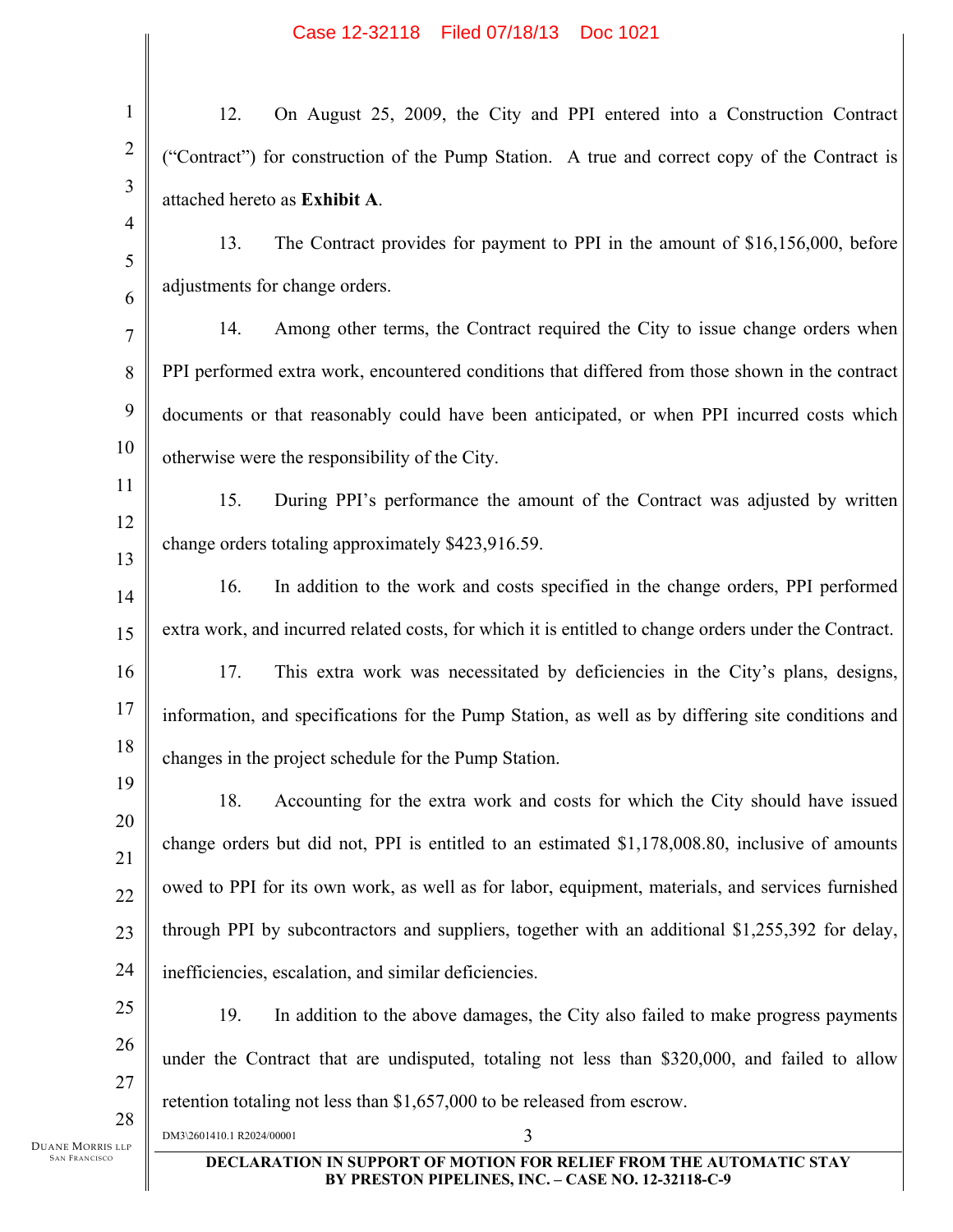12. On August 25, 2009, the City and PPI entered into a Construction Contract ("Contract") for construction of the Pump Station. A true and correct copy of the Contract is attached hereto as **Exhibit A**.

13. The Contract provides for payment to PPI in the amount of $16,156,000, before adjustments for change orders.

14. Among other terms, the Contract required the City to issue change orders when PPI performed extra work, encountered conditions that differed from those shown in the contract documents or that reasonably could have been anticipated, or when PPI incurred costs which otherwise were the responsibility of the City.

15. During PPI's performance the amount of the Contract was adjusted by written change orders totaling approximately $423,916.59.

16. In addition to the work and costs specified in the change orders, PPI performed extra work, and incurred related costs, for which it is entitled to change orders under the Contract.

17. This extra work was necessitated by deficiencies in the City's plans, designs, information, and specifications for the Pump Station, as well as by differing site conditions and changes in the project schedule for the Pump Station.

18. Accounting for the extra work and costs for which the City should have issued change orders but did not, PPI is entitled to an estimated $1,178,008.80, inclusive of amounts owed to PPI for its own work, as well as for labor, equipment, materials, and services furnished through PPI by subcontractors and suppliers, together with an additional $1,255,392 for delay, inefficiencies, escalation, and similar deficiencies.

19. In addition to the above damages, the City also failed to make progress payments under the Contract that are undisputed, totaling not less than $320,000, and failed to allow retention totaling not less than $1,657,000 to be released from escrow.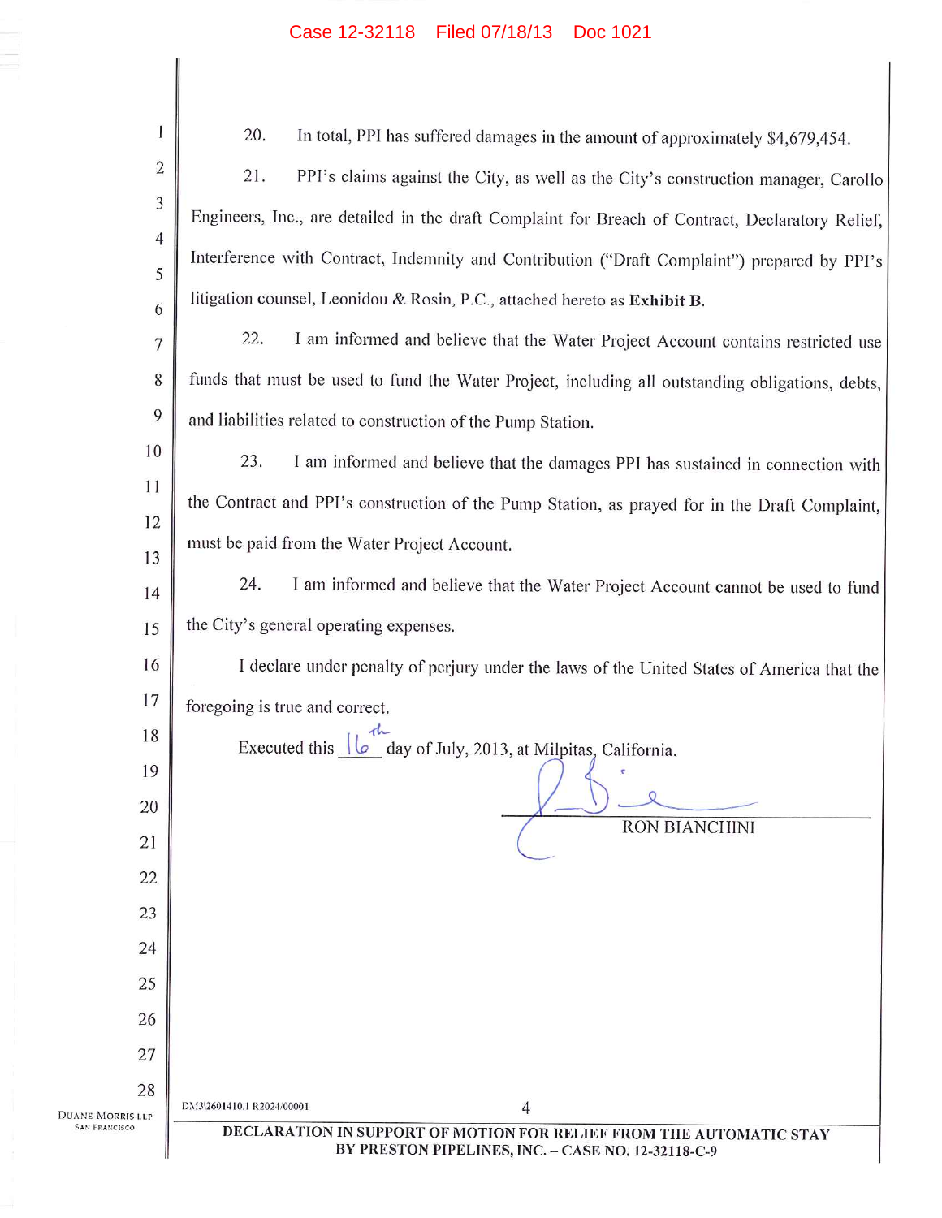20. In total, PPI has suffered damages in the amount of approximately $4,679,454.

21. PPI's claims against the City, as well as the City's construction manager, Carollo Engineers, Inc., are detailed in the draft Complaint for Breach of Contract, Declaratory Relief, Interference with Contract, Indemnity and Contribution ("Draft Complaint") prepared by PPI's litigation counsel, Leonidou & Rosin, P.C., attached hereto as **Exhibit B**.

22. I am informed and believe that the Water Project Account contains restricted use funds that must be used to fund the Water Project, including all outstanding obligations, debts, and liabilities related to construction of the Pump Station.

23. I am informed and believe that the damages PPI has sustained in connection with the Contract and PPI's construction of the Pump Station, as prayed for in the Draft Complaint, must be paid from the Water Project Account.

24. I am informed and believe that the Water Project Account cannot be used to fund the City's general operating expenses.

I declare under penalty of perjury under the laws of the United States of America that the foregoing is true and correct.

Executed this 16th day of July, 2013, at Milpitas, California.

RON BIANCHINI

DM3\2601410.1 R2024/00001

**DECLARATION IN SUPPORT OF MOTION FOR RELIEF FROM THE AUTOMATIC STAY BY PRESTON PIPELINES, INC. – CASE NO. 12-32118-C-9**